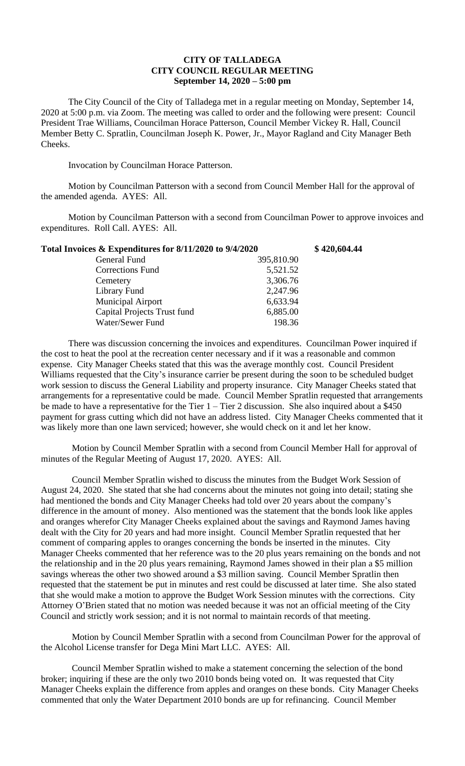# CITY OF TALLADEGA
## CITY COUNCIL REGULAR MEETING
### September 14, 2020 – 5:00 pm

The City Council of the City of Talladega met in a regular meeting on Monday, September 14, 2020 at 5:00 p.m. via Zoom. The meeting was called to order and the following were present: Council President Trae Williams, Councilman Horace Patterson, Council Member Vickey R. Hall, Council Member Betty C. Spratlin, Councilman Joseph K. Power, Jr., Mayor Ragland and City Manager Beth Cheeks.

Invocation by Councilman Horace Patterson.

Motion by Councilman Patterson with a second from Council Member Hall for the approval of the amended agenda. AYES: All.

Motion by Councilman Patterson with a second from Councilman Power to approve invoices and expenditures. Roll Call. AYES: All.

| **Total Invoices & Expenditures for 8/11/2020 to 9/4/2020** | | **$ 420,604.44** |
|---|---|---|
| General Fund | 395,810.90 | |
| Corrections Fund | 5,521.52 | |
| Cemetery | 3,306.76 | |
| Library Fund | 2,247.96 | |
| Municipal Airport | 6,633.94 | |
| Capital Projects Trust fund | 6,885.00 | |
| Water/Sewer Fund | 198.36 | |

There was discussion concerning the invoices and expenditures. Councilman Power inquired if the cost to heat the pool at the recreation center necessary and if it was a reasonable and common expense. City Manager Cheeks stated that this was the average monthly cost. Council President Williams requested that the City's insurance carrier be present during the soon to be scheduled budget work session to discuss the General Liability and property insurance. City Manager Cheeks stated that arrangements for a representative could be made. Council Member Spratlin requested that arrangements be made to have a representative for the Tier 1 – Tier 2 discussion. She also inquired about a $450 payment for grass cutting which did not have an address listed. City Manager Cheeks commented that it was likely more than one lawn serviced; however, she would check on it and let her know.

Motion by Council Member Spratlin with a second from Council Member Hall for approval of minutes of the Regular Meeting of August 17, 2020. AYES: All.

Council Member Spratlin wished to discuss the minutes from the Budget Work Session of August 24, 2020. She stated that she had concerns about the minutes not going into detail; stating she had mentioned the bonds and City Manager Cheeks had told over 20 years about the company's difference in the amount of money. Also mentioned was the statement that the bonds look like apples and oranges wherefor City Manager Cheeks explained about the savings and Raymond James having dealt with the City for 20 years and had more insight. Council Member Spratlin requested that her comment of comparing apples to oranges concerning the bonds be inserted in the minutes. City Manager Cheeks commented that her reference was to the 20 plus years remaining on the bonds and not the relationship and in the 20 plus years remaining, Raymond James showed in their plan a $5 million savings whereas the other two showed around a $3 million saving. Council Member Spratlin then requested that the statement be put in minutes and rest could be discussed at later time. She also stated that she would make a motion to approve the Budget Work Session minutes with the corrections. City Attorney O'Brien stated that no motion was needed because it was not an official meeting of the City Council and strictly work session; and it is not normal to maintain records of that meeting.

Motion by Council Member Spratlin with a second from Councilman Power for the approval of the Alcohol License transfer for Dega Mini Mart LLC. AYES: All.

Council Member Spratlin wished to make a statement concerning the selection of the bond broker; inquiring if these are the only two 2010 bonds being voted on. It was requested that City Manager Cheeks explain the difference from apples and oranges on these bonds. City Manager Cheeks commented that only the Water Department 2010 bonds are up for refinancing. Council Member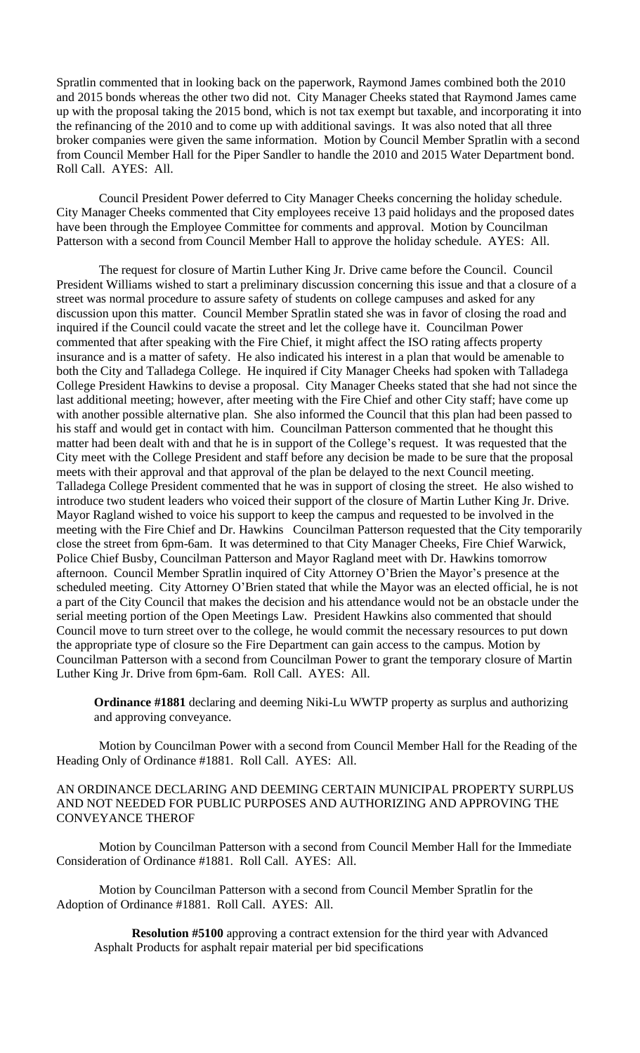Spratlin commented that in looking back on the paperwork, Raymond James combined both the 2010 and 2015 bonds whereas the other two did not. City Manager Cheeks stated that Raymond James came up with the proposal taking the 2015 bond, which is not tax exempt but taxable, and incorporating it into the refinancing of the 2010 and to come up with additional savings. It was also noted that all three broker companies were given the same information. Motion by Council Member Spratlin with a second from Council Member Hall for the Piper Sandler to handle the 2010 and 2015 Water Department bond. Roll Call. AYES: All.

Council President Power deferred to City Manager Cheeks concerning the holiday schedule. City Manager Cheeks commented that City employees receive 13 paid holidays and the proposed dates have been through the Employee Committee for comments and approval. Motion by Councilman Patterson with a second from Council Member Hall to approve the holiday schedule. AYES: All.

The request for closure of Martin Luther King Jr. Drive came before the Council. Council President Williams wished to start a preliminary discussion concerning this issue and that a closure of a street was normal procedure to assure safety of students on college campuses and asked for any discussion upon this matter. Council Member Spratlin stated she was in favor of closing the road and inquired if the Council could vacate the street and let the college have it. Councilman Power commented that after speaking with the Fire Chief, it might affect the ISO rating affects property insurance and is a matter of safety. He also indicated his interest in a plan that would be amenable to both the City and Talladega College. He inquired if City Manager Cheeks had spoken with Talladega College President Hawkins to devise a proposal. City Manager Cheeks stated that she had not since the last additional meeting; however, after meeting with the Fire Chief and other City staff; have come up with another possible alternative plan. She also informed the Council that this plan had been passed to his staff and would get in contact with him. Councilman Patterson commented that he thought this matter had been dealt with and that he is in support of the College's request. It was requested that the City meet with the College President and staff before any decision be made to be sure that the proposal meets with their approval and that approval of the plan be delayed to the next Council meeting. Talladega College President commented that he was in support of closing the street. He also wished to introduce two student leaders who voiced their support of the closure of Martin Luther King Jr. Drive. Mayor Ragland wished to voice his support to keep the campus and requested to be involved in the meeting with the Fire Chief and Dr. Hawkins Councilman Patterson requested that the City temporarily close the street from 6pm-6am. It was determined to that City Manager Cheeks, Fire Chief Warwick, Police Chief Busby, Councilman Patterson and Mayor Ragland meet with Dr. Hawkins tomorrow afternoon. Council Member Spratlin inquired of City Attorney O'Brien the Mayor's presence at the scheduled meeting. City Attorney O'Brien stated that while the Mayor was an elected official, he is not a part of the City Council that makes the decision and his attendance would not be an obstacle under the serial meeting portion of the Open Meetings Law. President Hawkins also commented that should Council move to turn street over to the college, he would commit the necessary resources to put down the appropriate type of closure so the Fire Department can gain access to the campus. Motion by Councilman Patterson with a second from Councilman Power to grant the temporary closure of Martin Luther King Jr. Drive from 6pm-6am. Roll Call. AYES: All.

**Ordinance #1881** declaring and deeming Niki-Lu WWTP property as surplus and authorizing and approving conveyance.

Motion by Councilman Power with a second from Council Member Hall for the Reading of the Heading Only of Ordinance #1881. Roll Call. AYES: All.

AN ORDINANCE DECLARING AND DEEMING CERTAIN MUNICIPAL PROPERTY SURPLUS AND NOT NEEDED FOR PUBLIC PURPOSES AND AUTHORIZING AND APPROVING THE CONVEYANCE THEROF

Motion by Councilman Patterson with a second from Council Member Hall for the Immediate Consideration of Ordinance #1881. Roll Call. AYES: All.

Motion by Councilman Patterson with a second from Council Member Spratlin for the Adoption of Ordinance #1881. Roll Call. AYES: All.

**Resolution #5100** approving a contract extension for the third year with Advanced Asphalt Products for asphalt repair material per bid specifications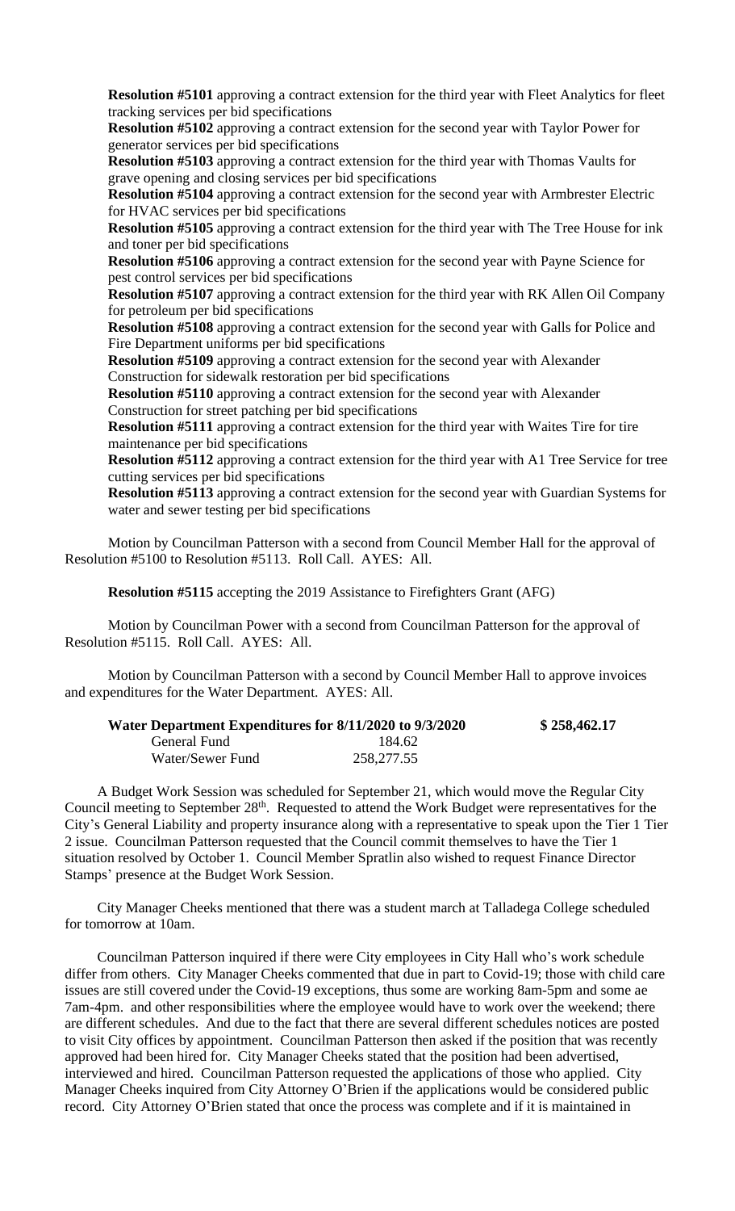**Resolution #5101** approving a contract extension for the third year with Fleet Analytics for fleet tracking services per bid specifications

**Resolution #5102** approving a contract extension for the second year with Taylor Power for generator services per bid specifications

**Resolution #5103** approving a contract extension for the third year with Thomas Vaults for grave opening and closing services per bid specifications

**Resolution #5104** approving a contract extension for the second year with Armbrester Electric for HVAC services per bid specifications

**Resolution #5105** approving a contract extension for the third year with The Tree House for ink and toner per bid specifications

**Resolution #5106** approving a contract extension for the second year with Payne Science for pest control services per bid specifications

**Resolution #5107** approving a contract extension for the third year with RK Allen Oil Company for petroleum per bid specifications

**Resolution #5108** approving a contract extension for the second year with Galls for Police and Fire Department uniforms per bid specifications

**Resolution #5109** approving a contract extension for the second year with Alexander Construction for sidewalk restoration per bid specifications

**Resolution #5110** approving a contract extension for the second year with Alexander Construction for street patching per bid specifications

**Resolution #5111** approving a contract extension for the third year with Waites Tire for tire maintenance per bid specifications

**Resolution #5112** approving a contract extension for the third year with A1 Tree Service for tree cutting services per bid specifications

**Resolution #5113** approving a contract extension for the second year with Guardian Systems for water and sewer testing per bid specifications

Motion by Councilman Patterson with a second from Council Member Hall for the approval of Resolution #5100 to Resolution #5113. Roll Call. AYES: All.

**Resolution #5115** accepting the 2019 Assistance to Firefighters Grant (AFG)

Motion by Councilman Power with a second from Councilman Patterson for the approval of Resolution #5115. Roll Call. AYES: All.

Motion by Councilman Patterson with a second by Council Member Hall to approve invoices and expenditures for the Water Department. AYES: All.

| **Water Department Expenditures for 8/11/2020 to 9/3/2020** | | **$ 258,462.17** |
|---|---|---|
| General Fund | 184.62 | |
| Water/Sewer Fund | 258,277.55 | |

A Budget Work Session was scheduled for September 21, which would move the Regular City Council meeting to September 28th. Requested to attend the Work Budget were representatives for the City's General Liability and property insurance along with a representative to speak upon the Tier 1 Tier 2 issue. Councilman Patterson requested that the Council commit themselves to have the Tier 1 situation resolved by October 1. Council Member Spratlin also wished to request Finance Director Stamps' presence at the Budget Work Session.

City Manager Cheeks mentioned that there was a student march at Talladega College scheduled for tomorrow at 10am.

Councilman Patterson inquired if there were City employees in City Hall who's work schedule differ from others. City Manager Cheeks commented that due in part to Covid-19; those with child care issues are still covered under the Covid-19 exceptions, thus some are working 8am-5pm and some ae 7am-4pm. and other responsibilities where the employee would have to work over the weekend; there are different schedules. And due to the fact that there are several different schedules notices are posted to visit City offices by appointment. Councilman Patterson then asked if the position that was recently approved had been hired for. City Manager Cheeks stated that the position had been advertised, interviewed and hired. Councilman Patterson requested the applications of those who applied. City Manager Cheeks inquired from City Attorney O'Brien if the applications would be considered public record. City Attorney O'Brien stated that once the process was complete and if it is maintained in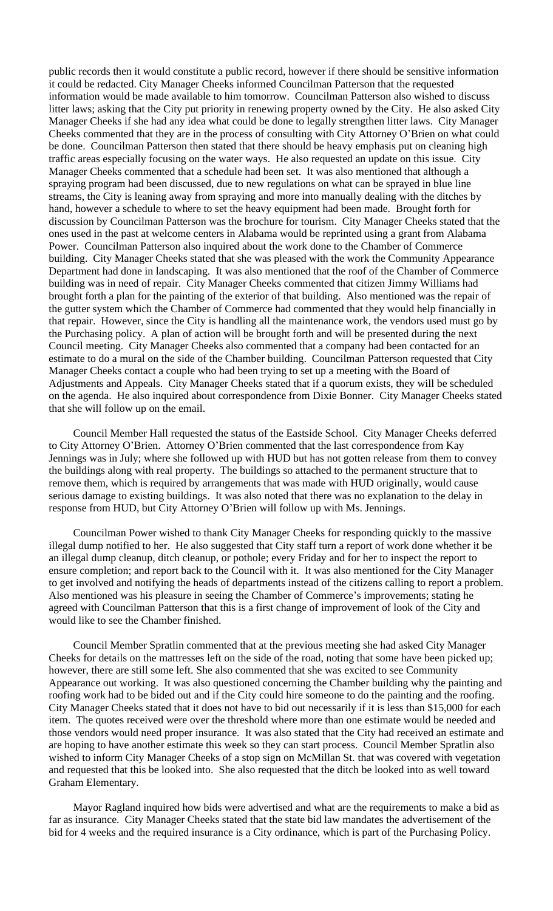public records then it would constitute a public record, however if there should be sensitive information it could be redacted. City Manager Cheeks informed Councilman Patterson that the requested information would be made available to him tomorrow. Councilman Patterson also wished to discuss litter laws; asking that the City put priority in renewing property owned by the City. He also asked City Manager Cheeks if she had any idea what could be done to legally strengthen litter laws. City Manager Cheeks commented that they are in the process of consulting with City Attorney O'Brien on what could be done. Councilman Patterson then stated that there should be heavy emphasis put on cleaning high traffic areas especially focusing on the water ways. He also requested an update on this issue. City Manager Cheeks commented that a schedule had been set. It was also mentioned that although a spraying program had been discussed, due to new regulations on what can be sprayed in blue line streams, the City is leaning away from spraying and more into manually dealing with the ditches by hand, however a schedule to where to set the heavy equipment had been made. Brought forth for discussion by Councilman Patterson was the brochure for tourism. City Manager Cheeks stated that the ones used in the past at welcome centers in Alabama would be reprinted using a grant from Alabama Power. Councilman Patterson also inquired about the work done to the Chamber of Commerce building. City Manager Cheeks stated that she was pleased with the work the Community Appearance Department had done in landscaping. It was also mentioned that the roof of the Chamber of Commerce building was in need of repair. City Manager Cheeks commented that citizen Jimmy Williams had brought forth a plan for the painting of the exterior of that building. Also mentioned was the repair of the gutter system which the Chamber of Commerce had commented that they would help financially in that repair. However, since the City is handling all the maintenance work, the vendors used must go by the Purchasing policy. A plan of action will be brought forth and will be presented during the next Council meeting. City Manager Cheeks also commented that a company had been contacted for an estimate to do a mural on the side of the Chamber building. Councilman Patterson requested that City Manager Cheeks contact a couple who had been trying to set up a meeting with the Board of Adjustments and Appeals. City Manager Cheeks stated that if a quorum exists, they will be scheduled on the agenda. He also inquired about correspondence from Dixie Bonner. City Manager Cheeks stated that she will follow up on the email.

Council Member Hall requested the status of the Eastside School. City Manager Cheeks deferred to City Attorney O'Brien. Attorney O'Brien commented that the last correspondence from Kay Jennings was in July; where she followed up with HUD but has not gotten release from them to convey the buildings along with real property. The buildings so attached to the permanent structure that to remove them, which is required by arrangements that was made with HUD originally, would cause serious damage to existing buildings. It was also noted that there was no explanation to the delay in response from HUD, but City Attorney O'Brien will follow up with Ms. Jennings.

Councilman Power wished to thank City Manager Cheeks for responding quickly to the massive illegal dump notified to her. He also suggested that City staff turn a report of work done whether it be an illegal dump cleanup, ditch cleanup, or pothole; every Friday and for her to inspect the report to ensure completion; and report back to the Council with it. It was also mentioned for the City Manager to get involved and notifying the heads of departments instead of the citizens calling to report a problem. Also mentioned was his pleasure in seeing the Chamber of Commerce's improvements; stating he agreed with Councilman Patterson that this is a first change of improvement of look of the City and would like to see the Chamber finished.

Council Member Spratlin commented that at the previous meeting she had asked City Manager Cheeks for details on the mattresses left on the side of the road, noting that some have been picked up; however, there are still some left. She also commented that she was excited to see Community Appearance out working. It was also questioned concerning the Chamber building why the painting and roofing work had to be bided out and if the City could hire someone to do the painting and the roofing. City Manager Cheeks stated that it does not have to bid out necessarily if it is less than $15,000 for each item. The quotes received were over the threshold where more than one estimate would be needed and those vendors would need proper insurance. It was also stated that the City had received an estimate and are hoping to have another estimate this week so they can start process. Council Member Spratlin also wished to inform City Manager Cheeks of a stop sign on McMillan St. that was covered with vegetation and requested that this be looked into. She also requested that the ditch be looked into as well toward Graham Elementary.

Mayor Ragland inquired how bids were advertised and what are the requirements to make a bid as far as insurance. City Manager Cheeks stated that the state bid law mandates the advertisement of the bid for 4 weeks and the required insurance is a City ordinance, which is part of the Purchasing Policy.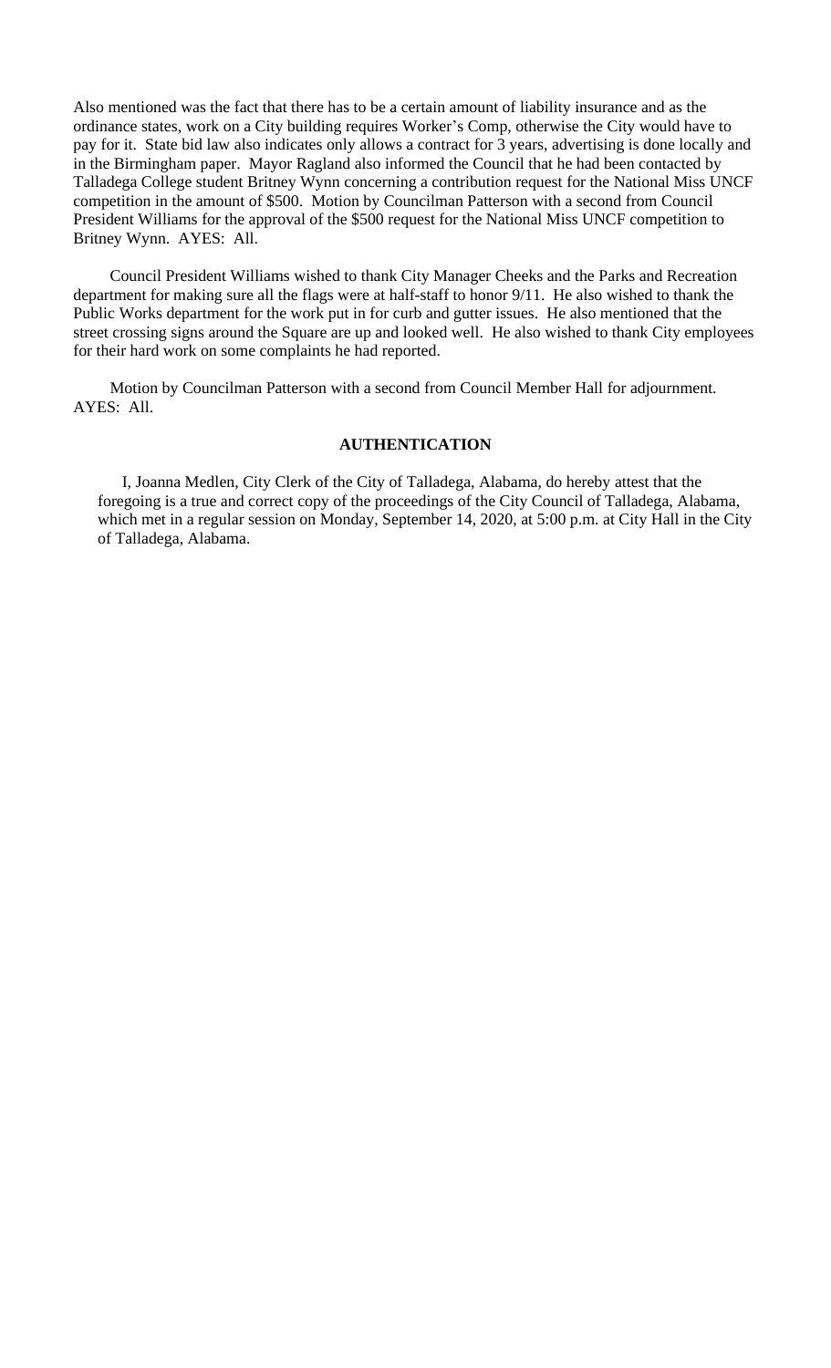Also mentioned was the fact that there has to be a certain amount of liability insurance and as the ordinance states, work on a City building requires Worker's Comp, otherwise the City would have to pay for it. State bid law also indicates only allows a contract for 3 years, advertising is done locally and in the Birmingham paper. Mayor Ragland also informed the Council that he had been contacted by Talladega College student Britney Wynn concerning a contribution request for the National Miss UNCF competition in the amount of $500. Motion by Councilman Patterson with a second from Council President Williams for the approval of the $500 request for the National Miss UNCF competition to Britney Wynn. AYES: All.

Council President Williams wished to thank City Manager Cheeks and the Parks and Recreation department for making sure all the flags were at half-staff to honor 9/11. He also wished to thank the Public Works department for the work put in for curb and gutter issues. He also mentioned that the street crossing signs around the Square are up and looked well. He also wished to thank City employees for their hard work on some complaints he had reported.

Motion by Councilman Patterson with a second from Council Member Hall for adjournment. AYES: All.

## AUTHENTICATION

I, Joanna Medlen, City Clerk of the City of Talladega, Alabama, do hereby attest that the foregoing is a true and correct copy of the proceedings of the City Council of Talladega, Alabama, which met in a regular session on Monday, September 14, 2020, at 5:00 p.m. at City Hall in the City of Talladega, Alabama.